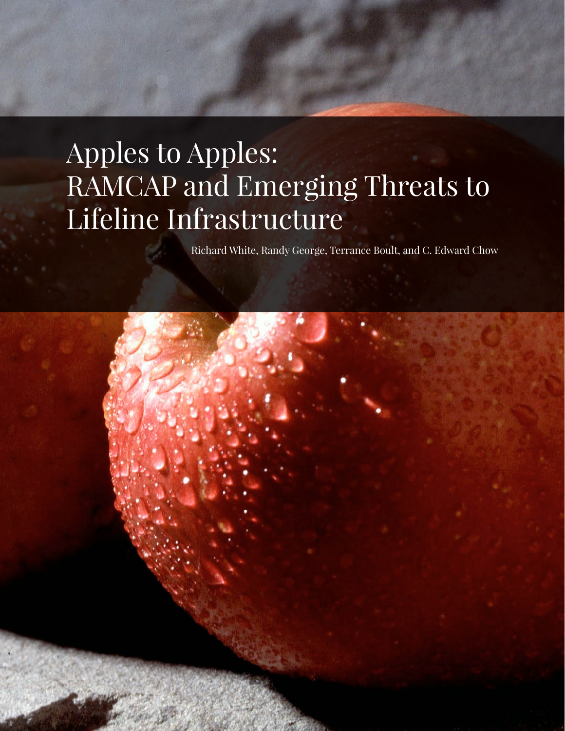# Apples to Apples: RAMCAP and Emerging Threats to Lifeline Infrastructure

Richard White, Randy George, Terrance Boult, and C. Edward Chow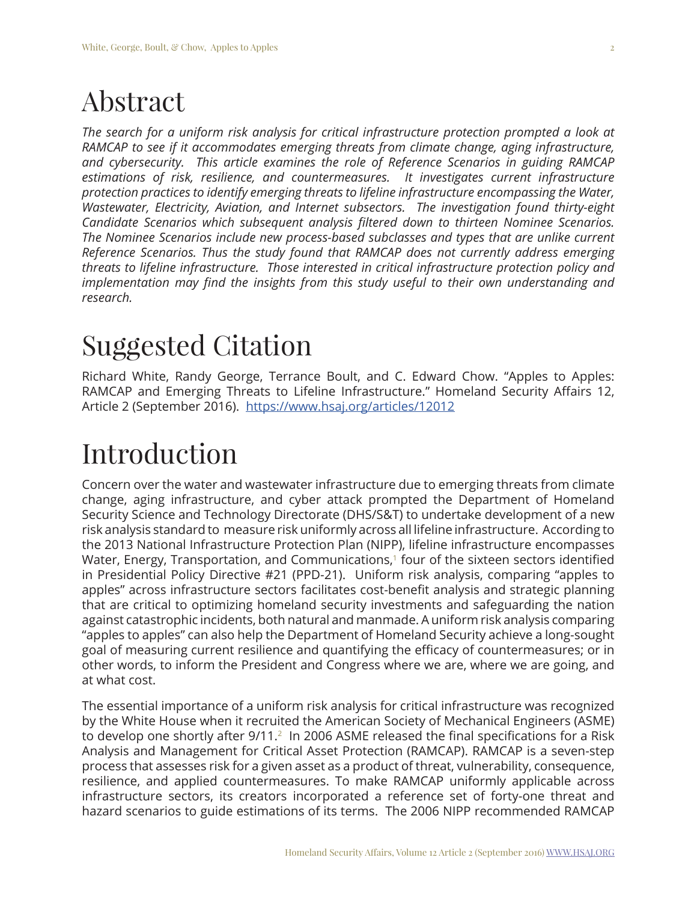# Abstract

*The search for a uniform risk analysis for critical infrastructure protection prompted a look at RAMCAP to see if it accommodates emerging threats from climate change, aging infrastructure, and cybersecurity. This article examines the role of Reference Scenarios in guiding RAMCAP estimations of risk, resilience, and countermeasures. It investigates current infrastructure protection practices to identify emerging threats to lifeline infrastructure encompassing the Water, Wastewater, Electricity, Aviation, and Internet subsectors. The investigation found thirty-eight Candidate Scenarios which subsequent analysis filtered down to thirteen Nominee Scenarios. The Nominee Scenarios include new process-based subclasses and types that are unlike current Reference Scenarios. Thus the study found that RAMCAP does not currently address emerging threats to lifeline infrastructure. Those interested in critical infrastructure protection policy and implementation may find the insights from this study useful to their own understanding and research.*

# Suggested Citation

Richard White, Randy George, Terrance Boult, and C. Edward Chow. "Apples to Apples: RAMCAP and Emerging Threats to Lifeline Infrastructure." Homeland Security Affairs 12, Article 2 (September 2016). https://www.hsaj.org/articles/12012

# Introduction

Concern over the water and wastewater infrastructure due to emerging threats from climate change, aging infrastructure, and cyber attack prompted the Department of Homeland Security Science and Technology Directorate (DHS/S&T) to undertake development of a new risk analysis standard to measure risk uniformly across all lifeline infrastructure. According to the 2013 National Infrastructure Protection Plan (NIPP), lifeline infrastructure encompasses Water, Energy, Transportation, and Communications,[1] four of the sixteen sectors identified in Presidential Policy Directive #21 (PPD-21). Uniform risk analysis, comparing "apples to apples" across infrastructure sectors facilitates cost-benefit analysis and strategic planning that are critical to optimizing homeland security investments and safeguarding the nation against catastrophic incidents, both natural and manmade. A uniform risk analysis comparing "apples to apples" can also help the Department of Homeland Security achieve a long-sought goal of measuring current resilience and quantifying the efficacy of countermeasures; or in other words, to inform the President and Congress where we are, where we are going, and at what cost.

The essential importance of a uniform risk analysis for critical infrastructure was recognized by the White House when it recruited the American Society of Mechanical Engineers (ASME) to develop one shortly after 9/11.[2] In 2006 ASME released the final specifications for a Risk Analysis and Management for Critical Asset Protection (RAMCAP). RAMCAP is a seven-step process that assesses risk for a given asset as a product of threat, vulnerability, consequence, resilience, and applied countermeasures. To make RAMCAP uniformly applicable across infrastructure sectors, its creators incorporated a reference set of forty-one threat and hazard scenarios to guide estimations of its terms. The 2006 NIPP recommended RAMCAP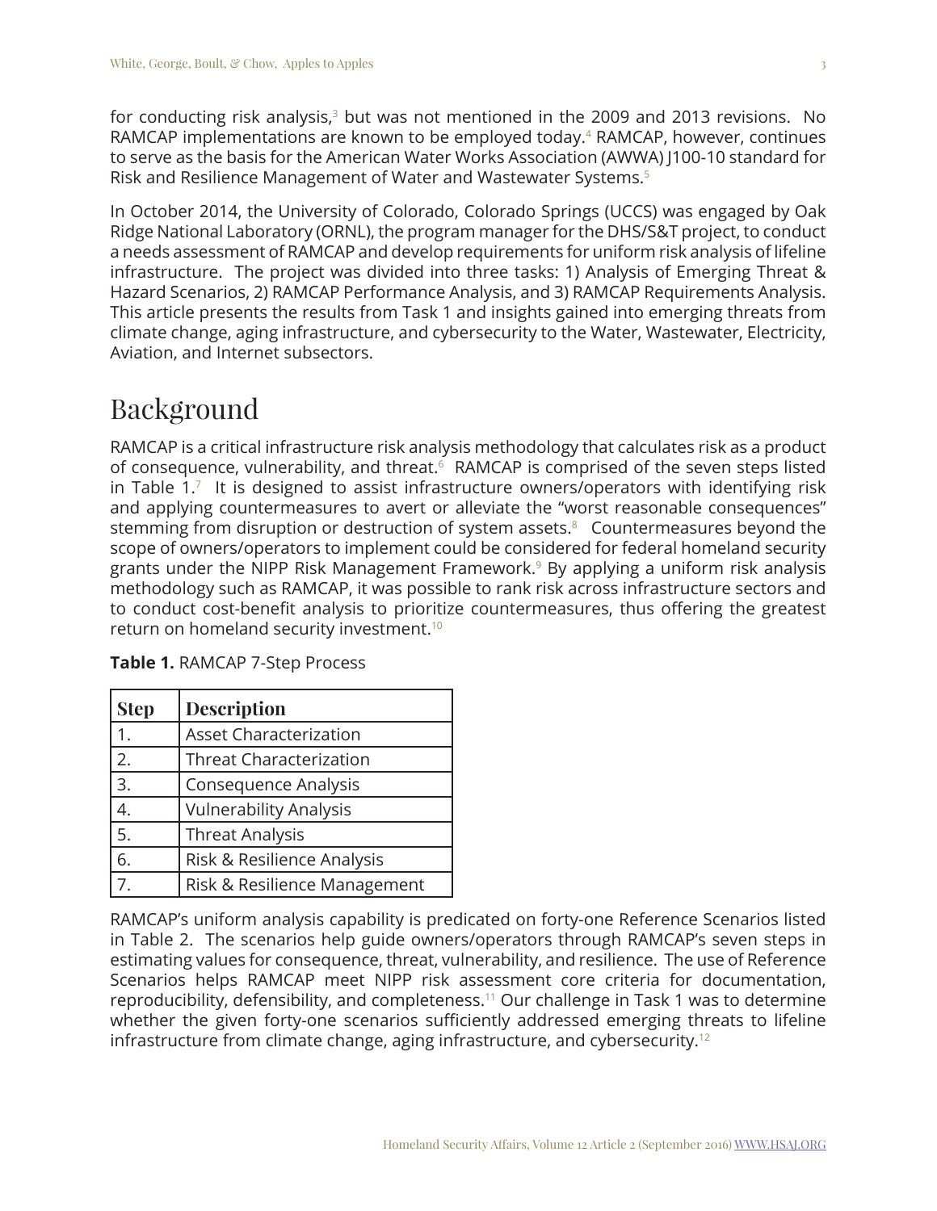for conducting risk analysis,[3] but was not mentioned in the 2009 and 2013 revisions. No RAMCAP implementations are known to be employed today.[4] RAMCAP, however, continues to serve as the basis for the American Water Works Association (AWWA) J100-10 standard for Risk and Resilience Management of Water and Wastewater Systems.[5]

In October 2014, the University of Colorado, Colorado Springs (UCCS) was engaged by Oak Ridge National Laboratory (ORNL), the program manager for the DHS/S&T project, to conduct a needs assessment of RAMCAP and develop requirements for uniform risk analysis of lifeline infrastructure. The project was divided into three tasks: 1) Analysis of Emerging Threat & Hazard Scenarios, 2) RAMCAP Performance Analysis, and 3) RAMCAP Requirements Analysis. This article presents the results from Task 1 and insights gained into emerging threats from climate change, aging infrastructure, and cybersecurity to the Water, Wastewater, Electricity, Aviation, and Internet subsectors.

# Background

RAMCAP is a critical infrastructure risk analysis methodology that calculates risk as a product of consequence, vulnerability, and threat.[6] RAMCAP is comprised of the seven steps listed in Table 1.[7] It is designed to assist infrastructure owners/operators with identifying risk and applying countermeasures to avert or alleviate the "worst reasonable consequences" stemming from disruption or destruction of system assets.[8] Countermeasures beyond the scope of owners/operators to implement could be considered for federal homeland security grants under the NIPP Risk Management Framework.[9] By applying a uniform risk analysis methodology such as RAMCAP, it was possible to rank risk across infrastructure sectors and to conduct cost-benefit analysis to prioritize countermeasures, thus offering the greatest return on homeland security investment.[10]

**Table 1.** RAMCAP 7-Step Process

| Step | Description |
|---|---|
| 1. | Asset Characterization |
| 2. | Threat Characterization |
| 3. | Consequence Analysis |
| 4. | Vulnerability Analysis |
| 5. | Threat Analysis |
| 6. | Risk & Resilience Analysis |
| 7. | Risk & Resilience Management |

RAMCAP's uniform analysis capability is predicated on forty-one Reference Scenarios listed in Table 2. The scenarios help guide owners/operators through RAMCAP's seven steps in estimating values for consequence, threat, vulnerability, and resilience. The use of Reference Scenarios helps RAMCAP meet NIPP risk assessment core criteria for documentation, reproducibility, defensibility, and completeness.[11] Our challenge in Task 1 was to determine whether the given forty-one scenarios sufficiently addressed emerging threats to lifeline infrastructure from climate change, aging infrastructure, and cybersecurity.[12]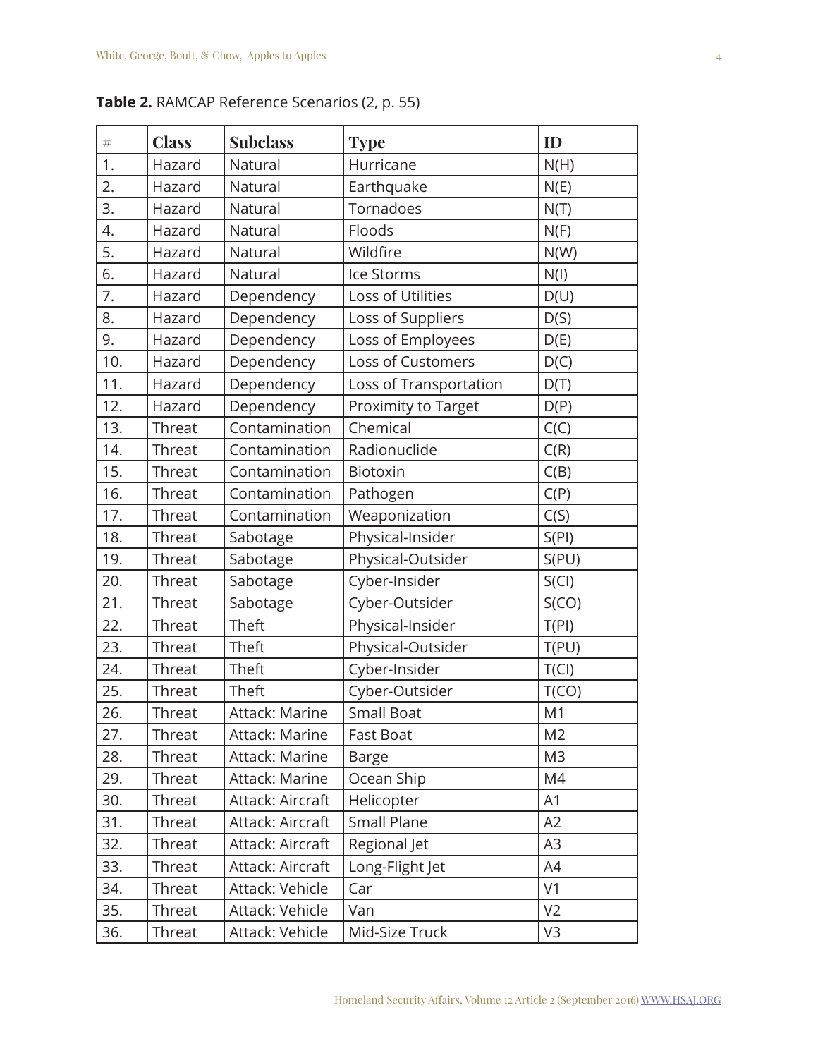**Table 2.** RAMCAP Reference Scenarios (2, p. 55)

| # | Class | Subclass | Type | ID |
|---|---|---|---|---|
| 1. | Hazard | Natural | Hurricane | N(H) |
| 2. | Hazard | Natural | Earthquake | N(E) |
| 3. | Hazard | Natural | Tornadoes | N(T) |
| 4. | Hazard | Natural | Floods | N(F) |
| 5. | Hazard | Natural | Wildfire | N(W) |
| 6. | Hazard | Natural | Ice Storms | N(I) |
| 7. | Hazard | Dependency | Loss of Utilities | D(U) |
| 8. | Hazard | Dependency | Loss of Suppliers | D(S) |
| 9. | Hazard | Dependency | Loss of Employees | D(E) |
| 10. | Hazard | Dependency | Loss of Customers | D(C) |
| 11. | Hazard | Dependency | Loss of Transportation | D(T) |
| 12. | Hazard | Dependency | Proximity to Target | D(P) |
| 13. | Threat | Contamination | Chemical | C(C) |
| 14. | Threat | Contamination | Radionuclide | C(R) |
| 15. | Threat | Contamination | Biotoxin | C(B) |
| 16. | Threat | Contamination | Pathogen | C(P) |
| 17. | Threat | Contamination | Weaponization | C(S) |
| 18. | Threat | Sabotage | Physical-Insider | S(PI) |
| 19. | Threat | Sabotage | Physical-Outsider | S(PU) |
| 20. | Threat | Sabotage | Cyber-Insider | S(CI) |
| 21. | Threat | Sabotage | Cyber-Outsider | S(CO) |
| 22. | Threat | Theft | Physical-Insider | T(PI) |
| 23. | Threat | Theft | Physical-Outsider | T(PU) |
| 24. | Threat | Theft | Cyber-Insider | T(CI) |
| 25. | Threat | Theft | Cyber-Outsider | T(CO) |
| 26. | Threat | Attack: Marine | Small Boat | M1 |
| 27. | Threat | Attack: Marine | Fast Boat | M2 |
| 28. | Threat | Attack: Marine | Barge | M3 |
| 29. | Threat | Attack: Marine | Ocean Ship | M4 |
| 30. | Threat | Attack: Aircraft | Helicopter | A1 |
| 31. | Threat | Attack: Aircraft | Small Plane | A2 |
| 32. | Threat | Attack: Aircraft | Regional Jet | A3 |
| 33. | Threat | Attack: Aircraft | Long-Flight Jet | A4 |
| 34. | Threat | Attack: Vehicle | Car | V1 |
| 35. | Threat | Attack: Vehicle | Van | V2 |
| 36. | Threat | Attack: Vehicle | Mid-Size Truck | V3 |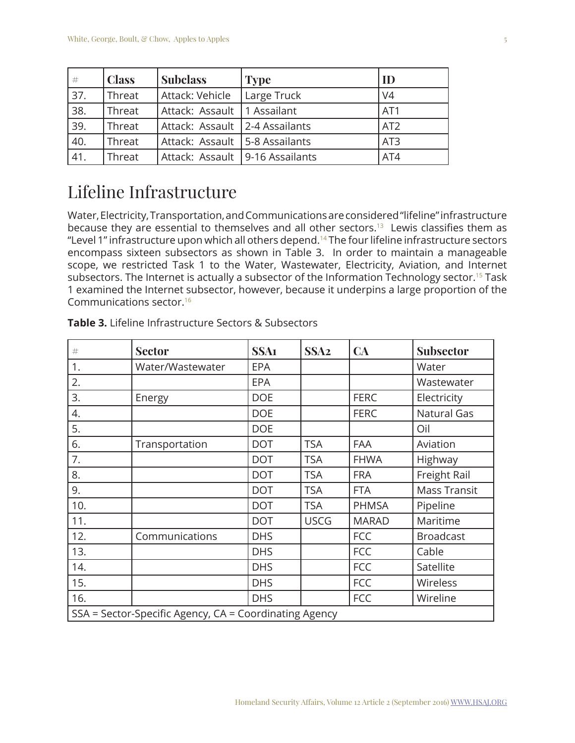| # | Class | Subclass | Type | ID |
|---|---|---|---|---|
| 37. | Threat | Attack: Vehicle | Large Truck | V4 |
| 38. | Threat | Attack: Assault | 1 Assailant | AT1 |
| 39. | Threat | Attack: Assault | 2-4 Assailants | AT2 |
| 40. | Threat | Attack: Assault | 5-8 Assailants | AT3 |
| 41. | Threat | Attack: Assault | 9-16 Assailants | AT4 |

# Lifeline Infrastructure

Water, Electricity, Transportation, and Communications are considered "lifeline" infrastructure because they are essential to themselves and all other sectors.[13] Lewis classifies them as "Level 1" infrastructure upon which all others depend.[14] The four lifeline infrastructure sectors encompass sixteen subsectors as shown in Table 3. In order to maintain a manageable scope, we restricted Task 1 to the Water, Wastewater, Electricity, Aviation, and Internet subsectors. The Internet is actually a subsector of the Information Technology sector.[15] Task 1 examined the Internet subsector, however, because it underpins a large proportion of the Communications sector.[16]

**Table 3.** Lifeline Infrastructure Sectors & Subsectors

| # | Sector | SSA1 | SSA2 | CA | Subsector |
|---|---|---|---|---|---|
| 1. | Water/Wastewater | EPA | | | Water |
| 2. | | EPA | | | Wastewater |
| 3. | Energy | DOE | | FERC | Electricity |
| 4. | | DOE | | FERC | Natural Gas |
| 5. | | DOE | | | Oil |
| 6. | Transportation | DOT | TSA | FAA | Aviation |
| 7. | | DOT | TSA | FHWA | Highway |
| 8. | | DOT | TSA | FRA | Freight Rail |
| 9. | | DOT | TSA | FTA | Mass Transit |
| 10. | | DOT | TSA | PHMSA | Pipeline |
| 11. | | DOT | USCG | MARAD | Maritime |
| 12. | Communications | DHS | | FCC | Broadcast |
| 13. | | DHS | | FCC | Cable |
| 14. | | DHS | | FCC | Satellite |
| 15. | | DHS | | FCC | Wireless |
| 16. | | DHS | | FCC | Wireline |
| SSA = Sector-Specific Agency, CA = Coordinating Agency | | | | | |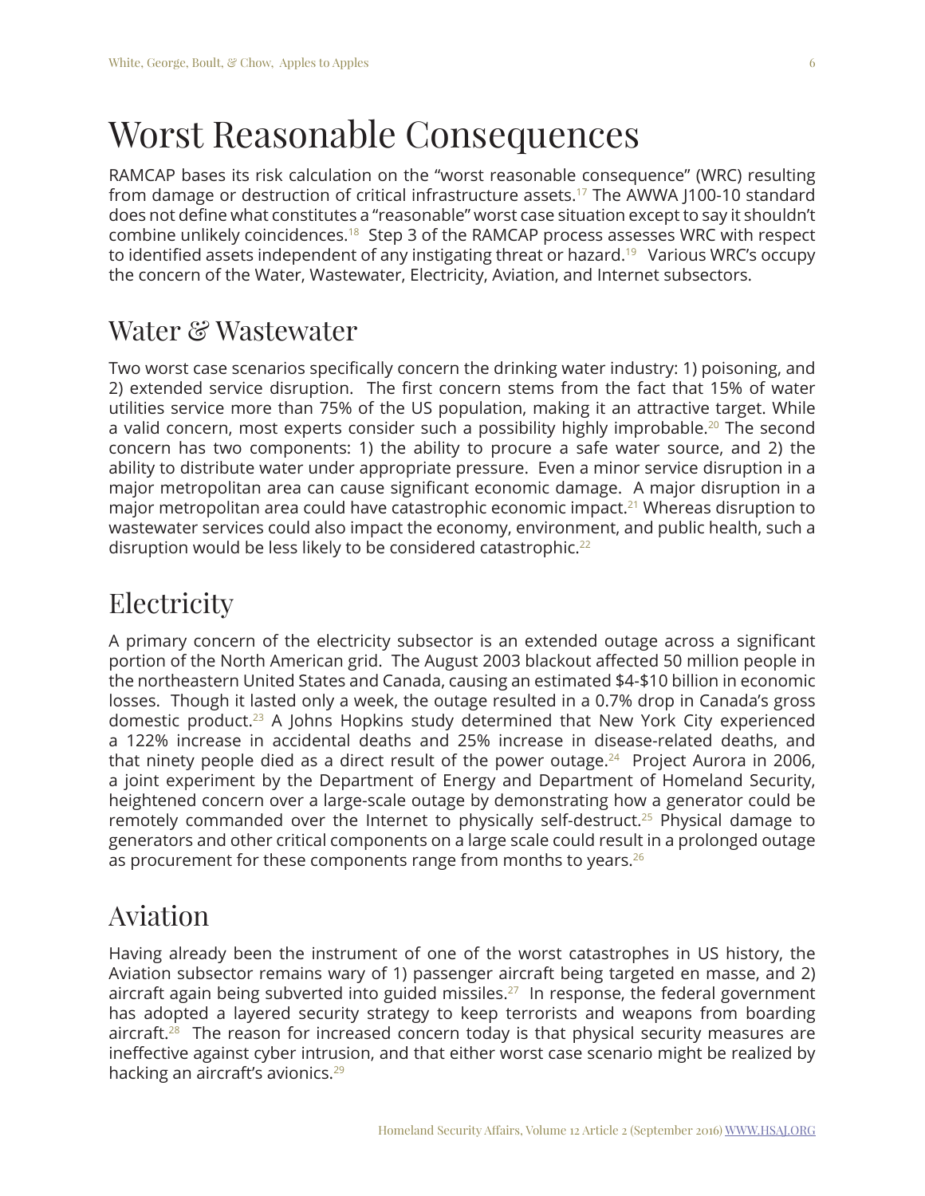# Worst Reasonable Consequences

RAMCAP bases its risk calculation on the "worst reasonable consequence" (WRC) resulting from damage or destruction of critical infrastructure assets.[17] The AWWA J100-10 standard does not define what constitutes a "reasonable" worst case situation except to say it shouldn't combine unlikely coincidences.[18] Step 3 of the RAMCAP process assesses WRC with respect to identified assets independent of any instigating threat or hazard.[19] Various WRC's occupy the concern of the Water, Wastewater, Electricity, Aviation, and Internet subsectors.

## Water & Wastewater

Two worst case scenarios specifically concern the drinking water industry: 1) poisoning, and 2) extended service disruption. The first concern stems from the fact that 15% of water utilities service more than 75% of the US population, making it an attractive target. While a valid concern, most experts consider such a possibility highly improbable.[20] The second concern has two components: 1) the ability to procure a safe water source, and 2) the ability to distribute water under appropriate pressure. Even a minor service disruption in a major metropolitan area can cause significant economic damage. A major disruption in a major metropolitan area could have catastrophic economic impact.[21] Whereas disruption to wastewater services could also impact the economy, environment, and public health, such a disruption would be less likely to be considered catastrophic.[22]

## Electricity

A primary concern of the electricity subsector is an extended outage across a significant portion of the North American grid. The August 2003 blackout affected 50 million people in the northeastern United States and Canada, causing an estimated $4-$10 billion in economic losses. Though it lasted only a week, the outage resulted in a 0.7% drop in Canada's gross domestic product.[23] A Johns Hopkins study determined that New York City experienced a 122% increase in accidental deaths and 25% increase in disease-related deaths, and that ninety people died as a direct result of the power outage.[24] Project Aurora in 2006, a joint experiment by the Department of Energy and Department of Homeland Security, heightened concern over a large-scale outage by demonstrating how a generator could be remotely commanded over the Internet to physically self-destruct.[25] Physical damage to generators and other critical components on a large scale could result in a prolonged outage as procurement for these components range from months to years.[26]

## Aviation

Having already been the instrument of one of the worst catastrophes in US history, the Aviation subsector remains wary of 1) passenger aircraft being targeted en masse, and 2) aircraft again being subverted into guided missiles.[27] In response, the federal government has adopted a layered security strategy to keep terrorists and weapons from boarding aircraft.[28] The reason for increased concern today is that physical security measures are ineffective against cyber intrusion, and that either worst case scenario might be realized by hacking an aircraft's avionics.[29]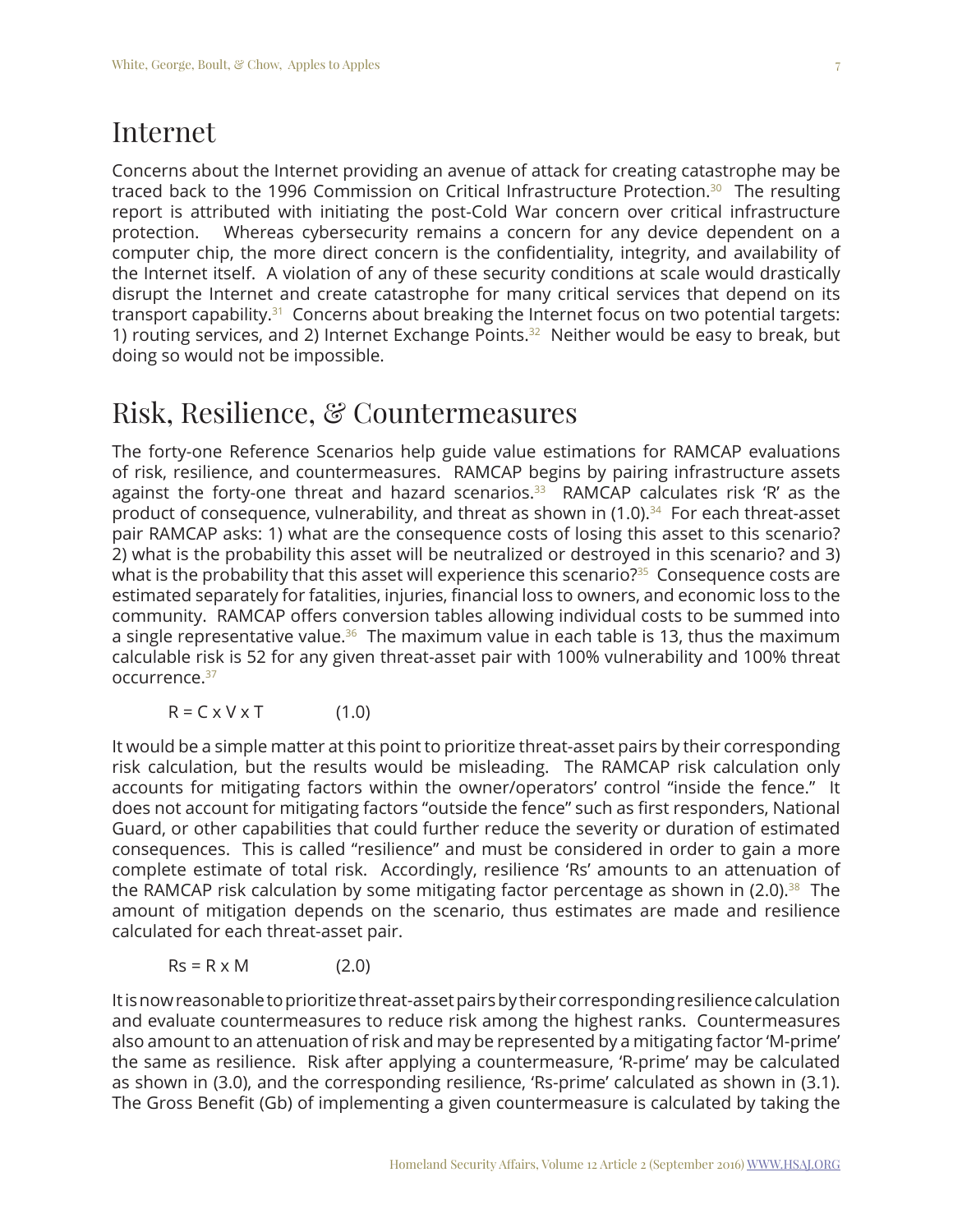# Internet

Concerns about the Internet providing an avenue of attack for creating catastrophe may be traced back to the 1996 Commission on Critical Infrastructure Protection.[30] The resulting report is attributed with initiating the post-Cold War concern over critical infrastructure protection. Whereas cybersecurity remains a concern for any device dependent on a computer chip, the more direct concern is the confidentiality, integrity, and availability of the Internet itself. A violation of any of these security conditions at scale would drastically disrupt the Internet and create catastrophe for many critical services that depend on its transport capability.[31] Concerns about breaking the Internet focus on two potential targets: 1) routing services, and 2) Internet Exchange Points.[32] Neither would be easy to break, but doing so would not be impossible.

# Risk, Resilience, & Countermeasures

The forty-one Reference Scenarios help guide value estimations for RAMCAP evaluations of risk, resilience, and countermeasures. RAMCAP begins by pairing infrastructure assets against the forty-one threat and hazard scenarios.[33] RAMCAP calculates risk 'R' as the product of consequence, vulnerability, and threat as shown in (1.0).[34] For each threat-asset pair RAMCAP asks: 1) what are the consequence costs of losing this asset to this scenario? 2) what is the probability this asset will be neutralized or destroyed in this scenario? and 3) what is the probability that this asset will experience this scenario?[35] Consequence costs are estimated separately for fatalities, injuries, financial loss to owners, and economic loss to the community. RAMCAP offers conversion tables allowing individual costs to be summed into a single representative value.[36] The maximum value in each table is 13, thus the maximum calculable risk is 52 for any given threat-asset pair with 100% vulnerability and 100% threat occurrence.[37]

$$R = C \times V \times T \qquad (1.0)$$

It would be a simple matter at this point to prioritize threat-asset pairs by their corresponding risk calculation, but the results would be misleading. The RAMCAP risk calculation only accounts for mitigating factors within the owner/operators' control "inside the fence." It does not account for mitigating factors "outside the fence" such as first responders, National Guard, or other capabilities that could further reduce the severity or duration of estimated consequences. This is called "resilience" and must be considered in order to gain a more complete estimate of total risk. Accordingly, resilience 'Rs' amounts to an attenuation of the RAMCAP risk calculation by some mitigating factor percentage as shown in (2.0).[38] The amount of mitigation depends on the scenario, thus estimates are made and resilience calculated for each threat-asset pair.

$$Rs = R \times M \qquad (2.0)$$

It is now reasonable to prioritize threat-asset pairs by their corresponding resilience calculation and evaluate countermeasures to reduce risk among the highest ranks. Countermeasures also amount to an attenuation of risk and may be represented by a mitigating factor 'M-prime' the same as resilience. Risk after applying a countermeasure, 'R-prime' may be calculated as shown in (3.0), and the corresponding resilience, 'Rs-prime' calculated as shown in (3.1). The Gross Benefit (Gb) of implementing a given countermeasure is calculated by taking the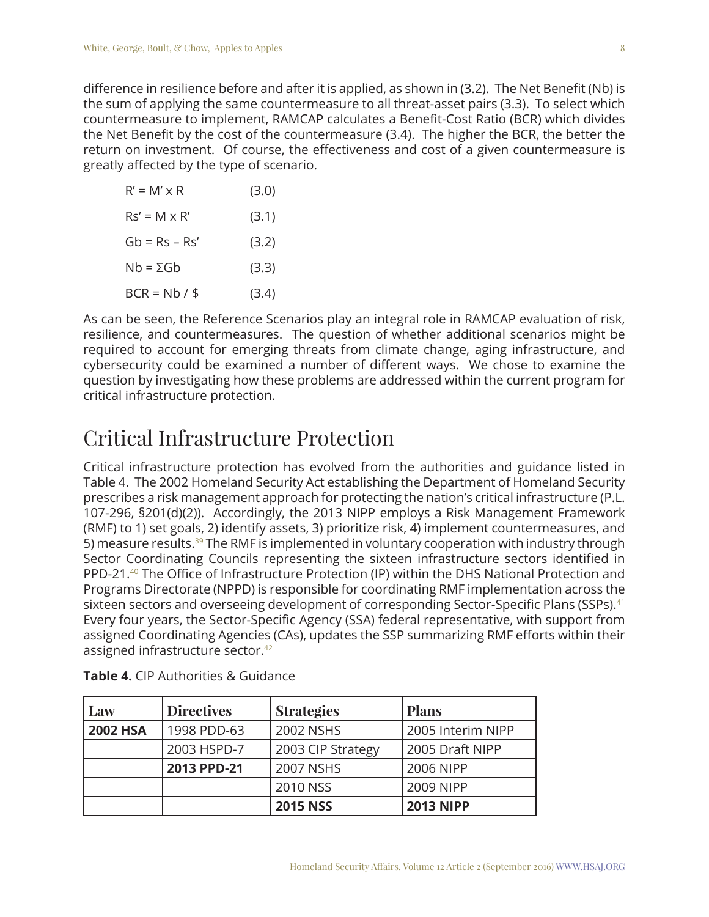difference in resilience before and after it is applied, as shown in (3.2). The Net Benefit (Nb) is the sum of applying the same countermeasure to all threat-asset pairs (3.3). To select which countermeasure to implement, RAMCAP calculates a Benefit-Cost Ratio (BCR) which divides the Net Benefit by the cost of the countermeasure (3.4). The higher the BCR, the better the return on investment. Of course, the effectiveness and cost of a given countermeasure is greatly affected by the type of scenario.

$$R' = M' \times R \qquad (3.0)$$

$$Rs' = M \times R' \qquad (3.1)$$

$$Gb = Rs - Rs' \qquad (3.2)$$

$$Nb = \Sigma Gb \qquad (3.3)$$

$$BCR = Nb / \$ \qquad (3.4)$$

As can be seen, the Reference Scenarios play an integral role in RAMCAP evaluation of risk, resilience, and countermeasures. The question of whether additional scenarios might be required to account for emerging threats from climate change, aging infrastructure, and cybersecurity could be examined a number of different ways. We chose to examine the question by investigating how these problems are addressed within the current program for critical infrastructure protection.

# Critical Infrastructure Protection

Critical infrastructure protection has evolved from the authorities and guidance listed in Table 4. The 2002 Homeland Security Act establishing the Department of Homeland Security prescribes a risk management approach for protecting the nation's critical infrastructure (P.L. 107-296, §201(d)(2)). Accordingly, the 2013 NIPP employs a Risk Management Framework (RMF) to 1) set goals, 2) identify assets, 3) prioritize risk, 4) implement countermeasures, and 5) measure results.[39] The RMF is implemented in voluntary cooperation with industry through Sector Coordinating Councils representing the sixteen infrastructure sectors identified in PPD-21.[40] The Office of Infrastructure Protection (IP) within the DHS National Protection and Programs Directorate (NPPD) is responsible for coordinating RMF implementation across the sixteen sectors and overseeing development of corresponding Sector-Specific Plans (SSPs).[41] Every four years, the Sector-Specific Agency (SSA) federal representative, with support from assigned Coordinating Agencies (CAs), updates the SSP summarizing RMF efforts within their assigned infrastructure sector.[42]

**Table 4.** CIP Authorities & Guidance

| Law | Directives | Strategies | Plans |
|---|---|---|---|
| **2002 HSA** | 1998 PDD-63 | 2002 NSHS | 2005 Interim NIPP |
| | 2003 HSPD-7 | 2003 CIP Strategy | 2005 Draft NIPP |
| | **2013 PPD-21** | 2007 NSHS | 2006 NIPP |
| | | 2010 NSS | 2009 NIPP |
| | | **2015 NSS** | **2013 NIPP** |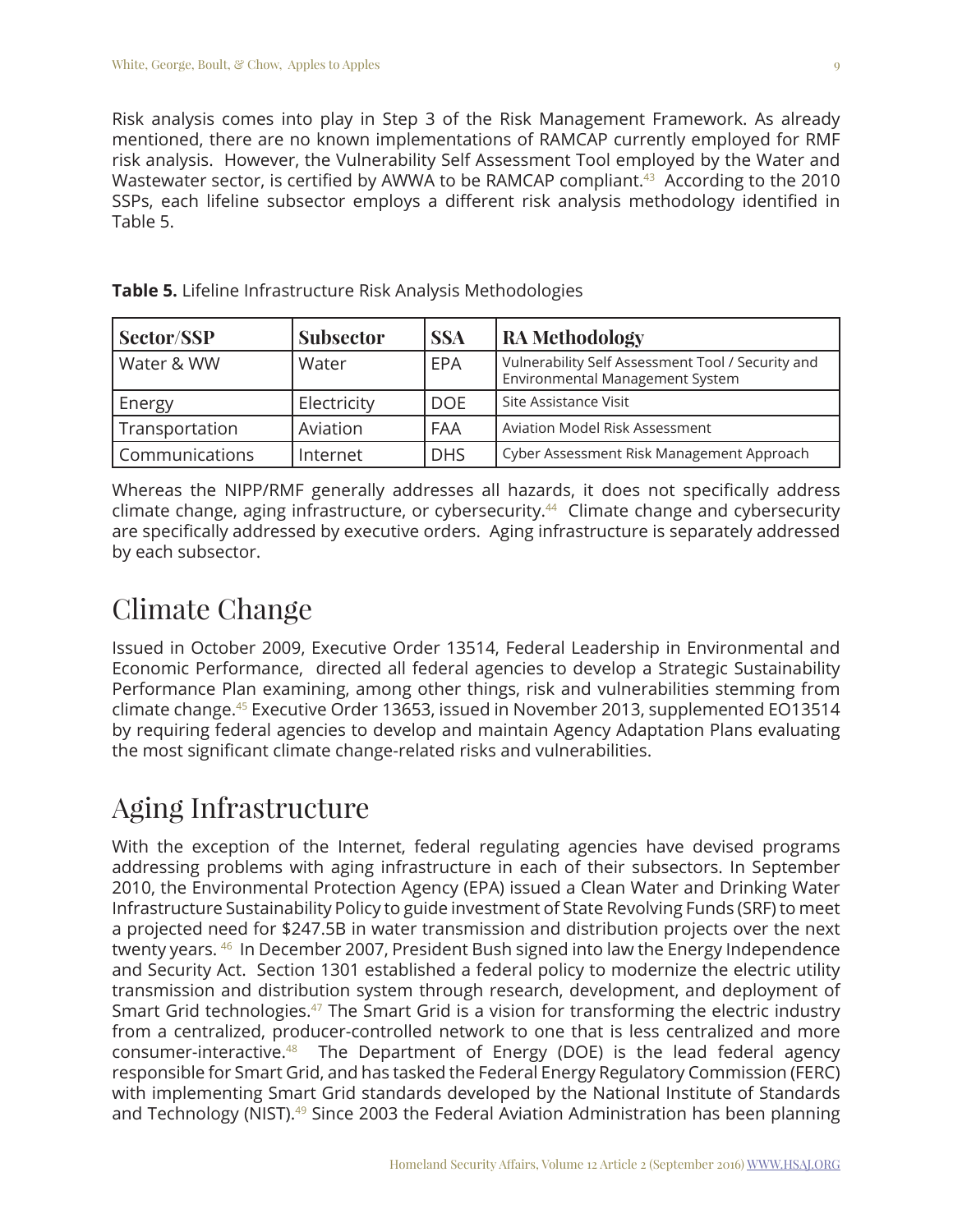Risk analysis comes into play in Step 3 of the Risk Management Framework. As already mentioned, there are no known implementations of RAMCAP currently employed for RMF risk analysis. However, the Vulnerability Self Assessment Tool employed by the Water and Wastewater sector, is certified by AWWA to be RAMCAP compliant.[43] According to the 2010 SSPs, each lifeline subsector employs a different risk analysis methodology identified in Table 5.

**Table 5.** Lifeline Infrastructure Risk Analysis Methodologies

| Sector/SSP | Subsector | SSA | RA Methodology |
|---|---|---|---|
| Water & WW | Water | EPA | Vulnerability Self Assessment Tool / Security and Environmental Management System |
| Energy | Electricity | DOE | Site Assistance Visit |
| Transportation | Aviation | FAA | Aviation Model Risk Assessment |
| Communications | Internet | DHS | Cyber Assessment Risk Management Approach |

Whereas the NIPP/RMF generally addresses all hazards, it does not specifically address climate change, aging infrastructure, or cybersecurity.[44] Climate change and cybersecurity are specifically addressed by executive orders. Aging infrastructure is separately addressed by each subsector.

# Climate Change

Issued in October 2009, Executive Order 13514, Federal Leadership in Environmental and Economic Performance, directed all federal agencies to develop a Strategic Sustainability Performance Plan examining, among other things, risk and vulnerabilities stemming from climate change.[45] Executive Order 13653, issued in November 2013, supplemented EO13514 by requiring federal agencies to develop and maintain Agency Adaptation Plans evaluating the most significant climate change-related risks and vulnerabilities.

# Aging Infrastructure

With the exception of the Internet, federal regulating agencies have devised programs addressing problems with aging infrastructure in each of their subsectors. In September 2010, the Environmental Protection Agency (EPA) issued a Clean Water and Drinking Water Infrastructure Sustainability Policy to guide investment of State Revolving Funds (SRF) to meet a projected need for $247.5B in water transmission and distribution projects over the next twenty years.[46] In December 2007, President Bush signed into law the Energy Independence and Security Act. Section 1301 established a federal policy to modernize the electric utility transmission and distribution system through research, development, and deployment of Smart Grid technologies.[47] The Smart Grid is a vision for transforming the electric industry from a centralized, producer-controlled network to one that is less centralized and more consumer-interactive.[48] The Department of Energy (DOE) is the lead federal agency responsible for Smart Grid, and has tasked the Federal Energy Regulatory Commission (FERC) with implementing Smart Grid standards developed by the National Institute of Standards and Technology (NIST).[49] Since 2003 the Federal Aviation Administration has been planning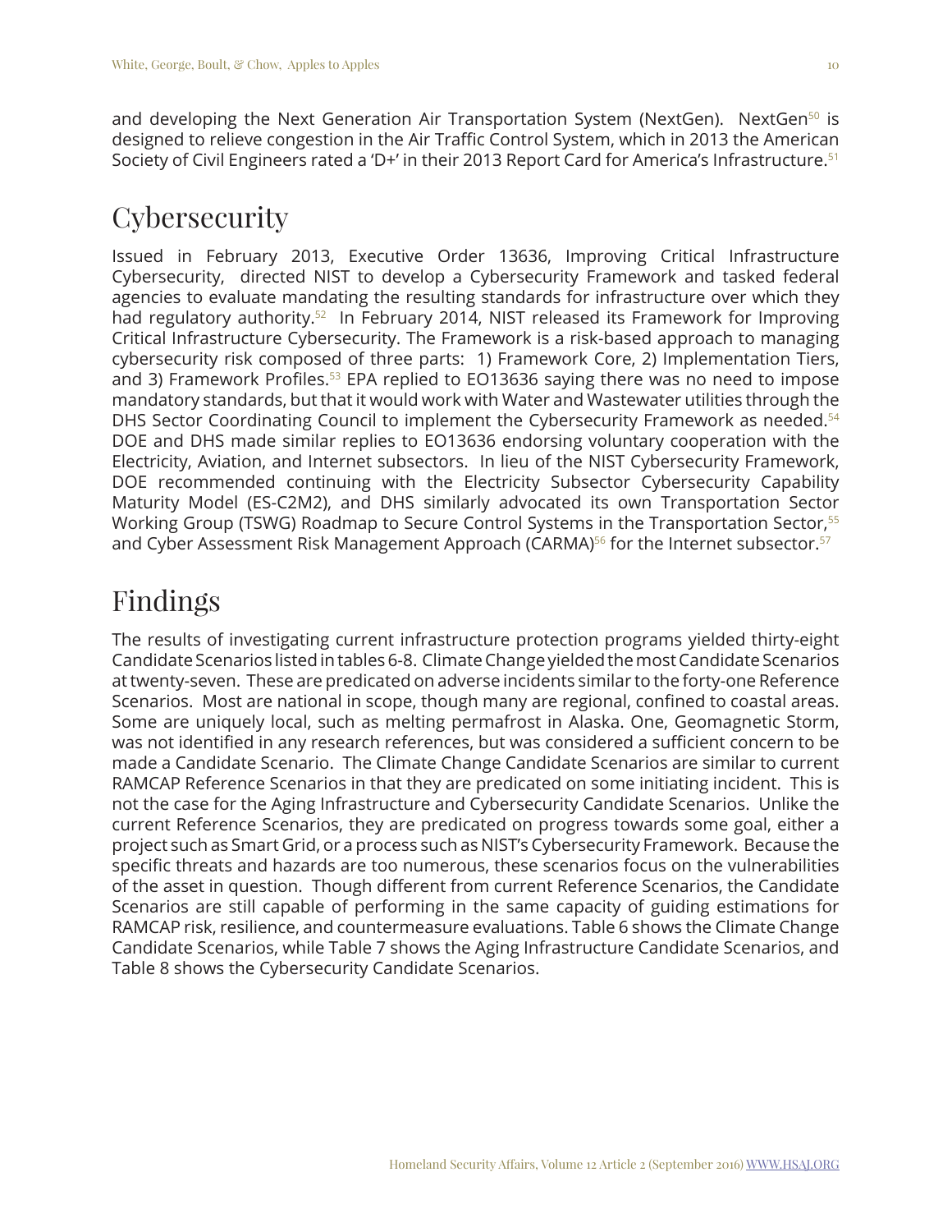and developing the Next Generation Air Transportation System (NextGen). NextGen[50] is designed to relieve congestion in the Air Traffic Control System, which in 2013 the American Society of Civil Engineers rated a 'D+' in their 2013 Report Card for America's Infrastructure.[51]

# Cybersecurity

Issued in February 2013, Executive Order 13636, Improving Critical Infrastructure Cybersecurity, directed NIST to develop a Cybersecurity Framework and tasked federal agencies to evaluate mandating the resulting standards for infrastructure over which they had regulatory authority.[52] In February 2014, NIST released its Framework for Improving Critical Infrastructure Cybersecurity. The Framework is a risk-based approach to managing cybersecurity risk composed of three parts: 1) Framework Core, 2) Implementation Tiers, and 3) Framework Profiles.[53] EPA replied to EO13636 saying there was no need to impose mandatory standards, but that it would work with Water and Wastewater utilities through the DHS Sector Coordinating Council to implement the Cybersecurity Framework as needed.[54] DOE and DHS made similar replies to EO13636 endorsing voluntary cooperation with the Electricity, Aviation, and Internet subsectors. In lieu of the NIST Cybersecurity Framework, DOE recommended continuing with the Electricity Subsector Cybersecurity Capability Maturity Model (ES-C2M2), and DHS similarly advocated its own Transportation Sector Working Group (TSWG) Roadmap to Secure Control Systems in the Transportation Sector,[55] and Cyber Assessment Risk Management Approach (CARMA)[56] for the Internet subsector.[57]

# Findings

The results of investigating current infrastructure protection programs yielded thirty-eight Candidate Scenarios listed in tables 6-8. Climate Change yielded the most Candidate Scenarios at twenty-seven. These are predicated on adverse incidents similar to the forty-one Reference Scenarios. Most are national in scope, though many are regional, confined to coastal areas. Some are uniquely local, such as melting permafrost in Alaska. One, Geomagnetic Storm, was not identified in any research references, but was considered a sufficient concern to be made a Candidate Scenario. The Climate Change Candidate Scenarios are similar to current RAMCAP Reference Scenarios in that they are predicated on some initiating incident. This is not the case for the Aging Infrastructure and Cybersecurity Candidate Scenarios. Unlike the current Reference Scenarios, they are predicated on progress towards some goal, either a project such as Smart Grid, or a process such as NIST's Cybersecurity Framework. Because the specific threats and hazards are too numerous, these scenarios focus on the vulnerabilities of the asset in question. Though different from current Reference Scenarios, the Candidate Scenarios are still capable of performing in the same capacity of guiding estimations for RAMCAP risk, resilience, and countermeasure evaluations. Table 6 shows the Climate Change Candidate Scenarios, while Table 7 shows the Aging Infrastructure Candidate Scenarios, and Table 8 shows the Cybersecurity Candidate Scenarios.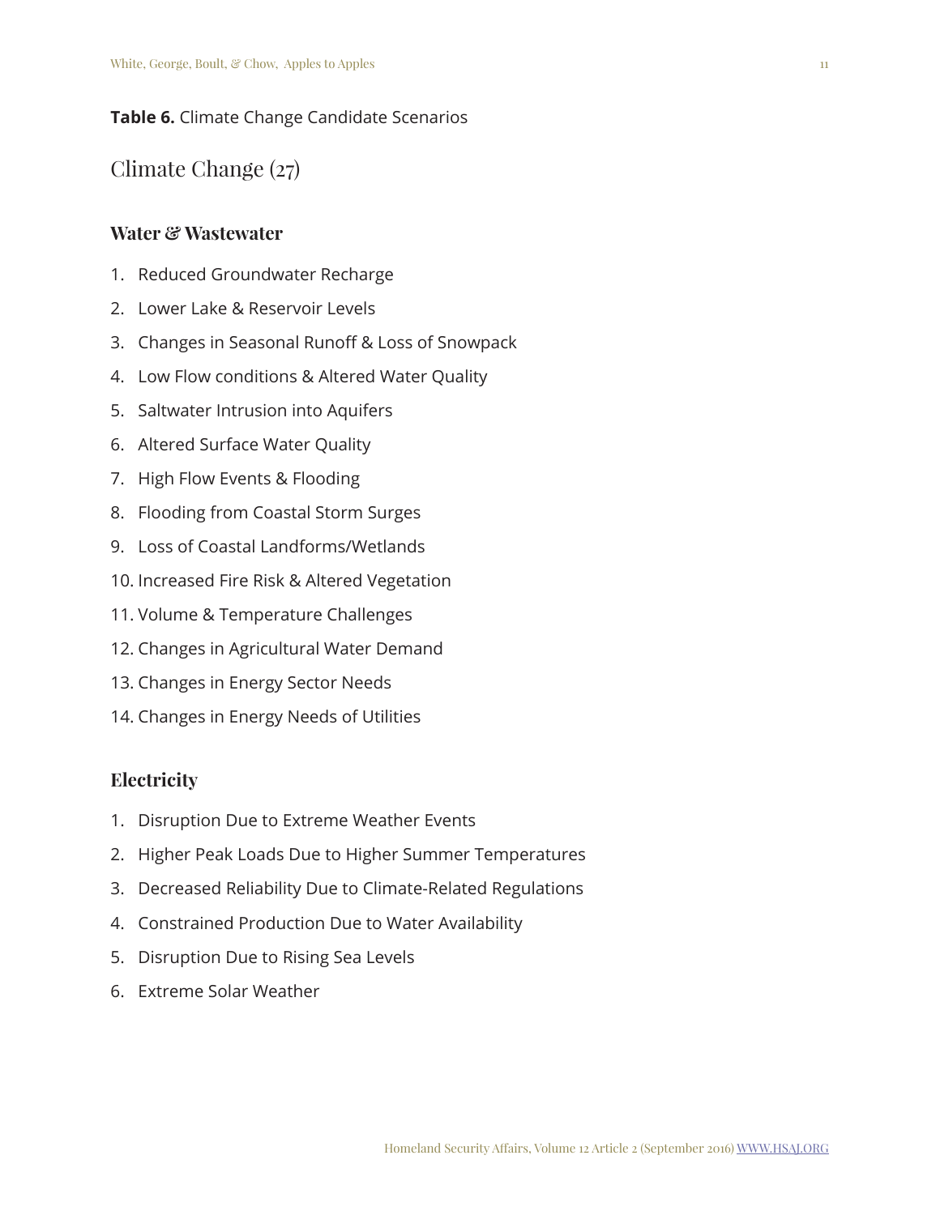**Table 6.** Climate Change Candidate Scenarios

## Climate Change (27)

### Water & Wastewater

1. Reduced Groundwater Recharge
2. Lower Lake & Reservoir Levels
3. Changes in Seasonal Runoff & Loss of Snowpack
4. Low Flow conditions & Altered Water Quality
5. Saltwater Intrusion into Aquifers
6. Altered Surface Water Quality
7. High Flow Events & Flooding
8. Flooding from Coastal Storm Surges
9. Loss of Coastal Landforms/Wetlands
10. Increased Fire Risk & Altered Vegetation
11. Volume & Temperature Challenges
12. Changes in Agricultural Water Demand
13. Changes in Energy Sector Needs
14. Changes in Energy Needs of Utilities

### Electricity

1. Disruption Due to Extreme Weather Events
2. Higher Peak Loads Due to Higher Summer Temperatures
3. Decreased Reliability Due to Climate-Related Regulations
4. Constrained Production Due to Water Availability
5. Disruption Due to Rising Sea Levels
6. Extreme Solar Weather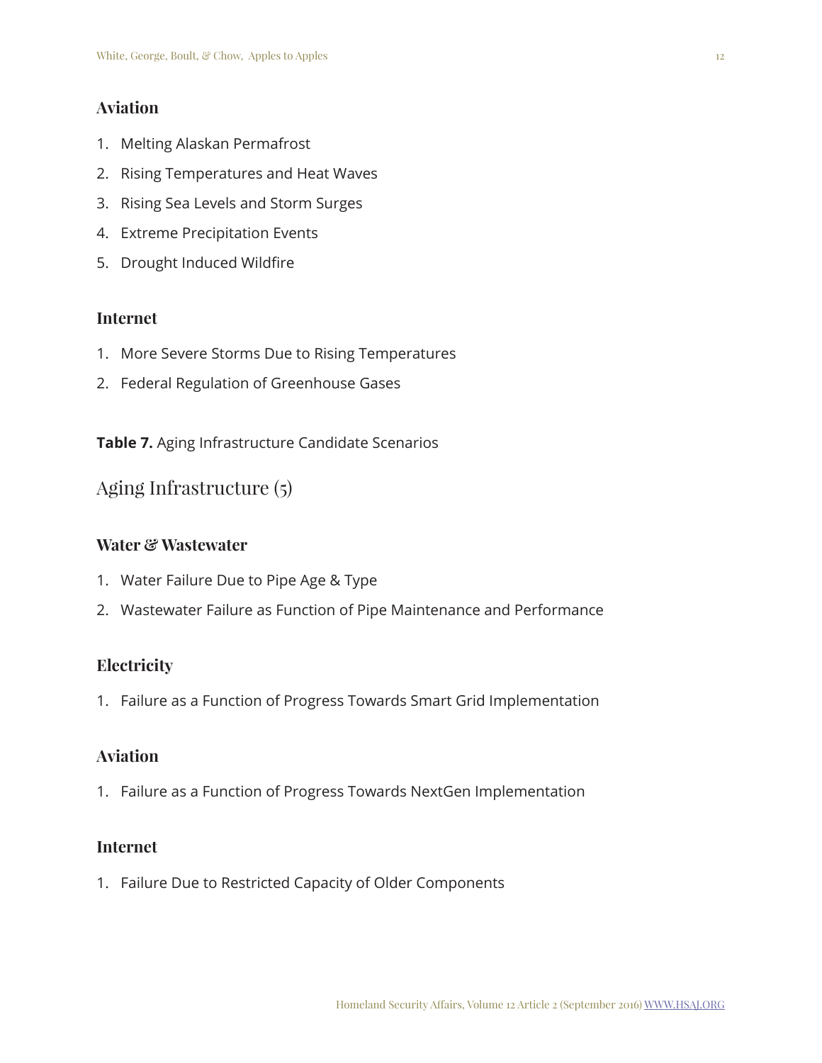### Aviation

1. Melting Alaskan Permafrost
2. Rising Temperatures and Heat Waves
3. Rising Sea Levels and Storm Surges
4. Extreme Precipitation Events
5. Drought Induced Wildfire

### Internet

1. More Severe Storms Due to Rising Temperatures
2. Federal Regulation of Greenhouse Gases

**Table 7.** Aging Infrastructure Candidate Scenarios

## Aging Infrastructure (5)

### Water & Wastewater

1. Water Failure Due to Pipe Age & Type
2. Wastewater Failure as Function of Pipe Maintenance and Performance

### Electricity

1. Failure as a Function of Progress Towards Smart Grid Implementation

### Aviation

1. Failure as a Function of Progress Towards NextGen Implementation

### Internet

1. Failure Due to Restricted Capacity of Older Components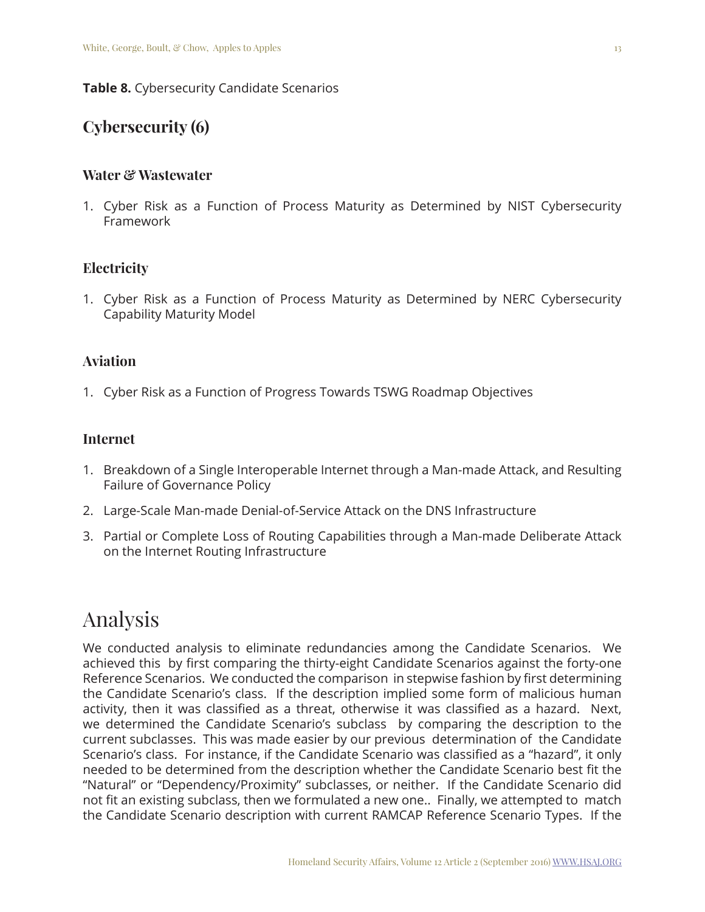**Table 8.** Cybersecurity Candidate Scenarios

## Cybersecurity (6)

### Water & Wastewater

1. Cyber Risk as a Function of Process Maturity as Determined by NIST Cybersecurity Framework

### Electricity

1. Cyber Risk as a Function of Process Maturity as Determined by NERC Cybersecurity Capability Maturity Model

### Aviation

1. Cyber Risk as a Function of Progress Towards TSWG Roadmap Objectives

### Internet

1. Breakdown of a Single Interoperable Internet through a Man-made Attack, and Resulting Failure of Governance Policy
2. Large-Scale Man-made Denial-of-Service Attack on the DNS Infrastructure
3. Partial or Complete Loss of Routing Capabilities through a Man-made Deliberate Attack on the Internet Routing Infrastructure

# Analysis

We conducted analysis to eliminate redundancies among the Candidate Scenarios. We achieved this by first comparing the thirty-eight Candidate Scenarios against the forty-one Reference Scenarios. We conducted the comparison in stepwise fashion by first determining the Candidate Scenario's class. If the description implied some form of malicious human activity, then it was classified as a threat, otherwise it was classified as a hazard. Next, we determined the Candidate Scenario's subclass by comparing the description to the current subclasses. This was made easier by our previous determination of the Candidate Scenario's class. For instance, if the Candidate Scenario was classified as a "hazard", it only needed to be determined from the description whether the Candidate Scenario best fit the "Natural" or "Dependency/Proximity" subclasses, or neither. If the Candidate Scenario did not fit an existing subclass, then we formulated a new one.. Finally, we attempted to match the Candidate Scenario description with current RAMCAP Reference Scenario Types. If the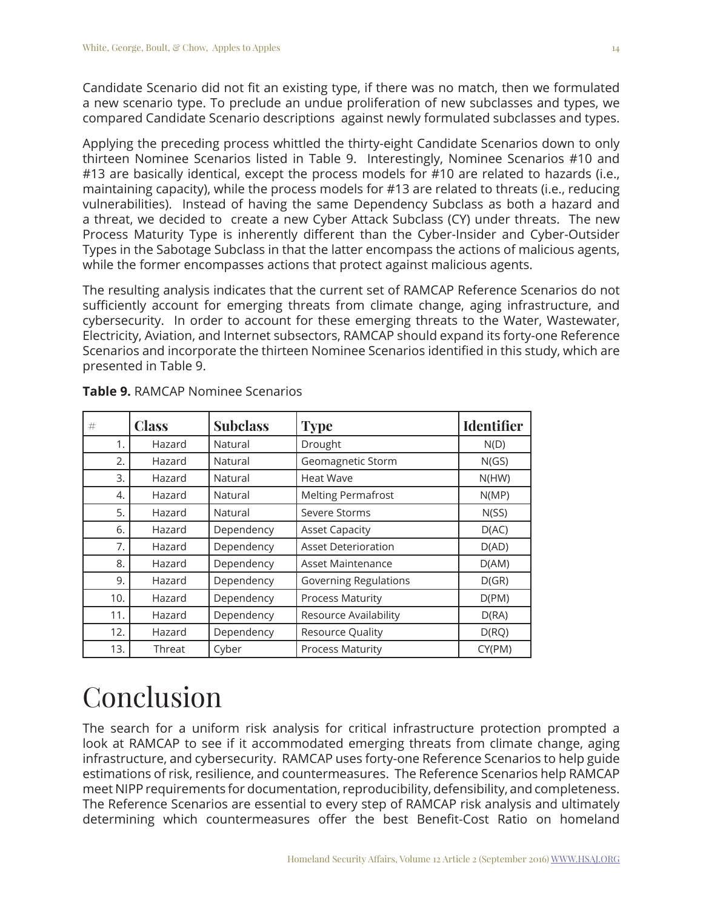Candidate Scenario did not fit an existing type, if there was no match, then we formulated a new scenario type. To preclude an undue proliferation of new subclasses and types, we compared Candidate Scenario descriptions against newly formulated subclasses and types.

Applying the preceding process whittled the thirty-eight Candidate Scenarios down to only thirteen Nominee Scenarios listed in Table 9. Interestingly, Nominee Scenarios #10 and #13 are basically identical, except the process models for #10 are related to hazards (i.e., maintaining capacity), while the process models for #13 are related to threats (i.e., reducing vulnerabilities). Instead of having the same Dependency Subclass as both a hazard and a threat, we decided to create a new Cyber Attack Subclass (CY) under threats. The new Process Maturity Type is inherently different than the Cyber-Insider and Cyber-Outsider Types in the Sabotage Subclass in that the latter encompass the actions of malicious agents, while the former encompasses actions that protect against malicious agents.

The resulting analysis indicates that the current set of RAMCAP Reference Scenarios do not sufficiently account for emerging threats from climate change, aging infrastructure, and cybersecurity. In order to account for these emerging threats to the Water, Wastewater, Electricity, Aviation, and Internet subsectors, RAMCAP should expand its forty-one Reference Scenarios and incorporate the thirteen Nominee Scenarios identified in this study, which are presented in Table 9.

**Table 9.** RAMCAP Nominee Scenarios

| # | Class | Subclass | Type | Identifier |
|---|---|---|---|---|
| 1. | Hazard | Natural | Drought | N(D) |
| 2. | Hazard | Natural | Geomagnetic Storm | N(GS) |
| 3. | Hazard | Natural | Heat Wave | N(HW) |
| 4. | Hazard | Natural | Melting Permafrost | N(MP) |
| 5. | Hazard | Natural | Severe Storms | N(SS) |
| 6. | Hazard | Dependency | Asset Capacity | D(AC) |
| 7. | Hazard | Dependency | Asset Deterioration | D(AD) |
| 8. | Hazard | Dependency | Asset Maintenance | D(AM) |
| 9. | Hazard | Dependency | Governing Regulations | D(GR) |
| 10. | Hazard | Dependency | Process Maturity | D(PM) |
| 11. | Hazard | Dependency | Resource Availability | D(RA) |
| 12. | Hazard | Dependency | Resource Quality | D(RQ) |
| 13. | Threat | Cyber | Process Maturity | CY(PM) |

# Conclusion

The search for a uniform risk analysis for critical infrastructure protection prompted a look at RAMCAP to see if it accommodated emerging threats from climate change, aging infrastructure, and cybersecurity. RAMCAP uses forty-one Reference Scenarios to help guide estimations of risk, resilience, and countermeasures. The Reference Scenarios help RAMCAP meet NIPP requirements for documentation, reproducibility, defensibility, and completeness. The Reference Scenarios are essential to every step of RAMCAP risk analysis and ultimately determining which countermeasures offer the best Benefit-Cost Ratio on homeland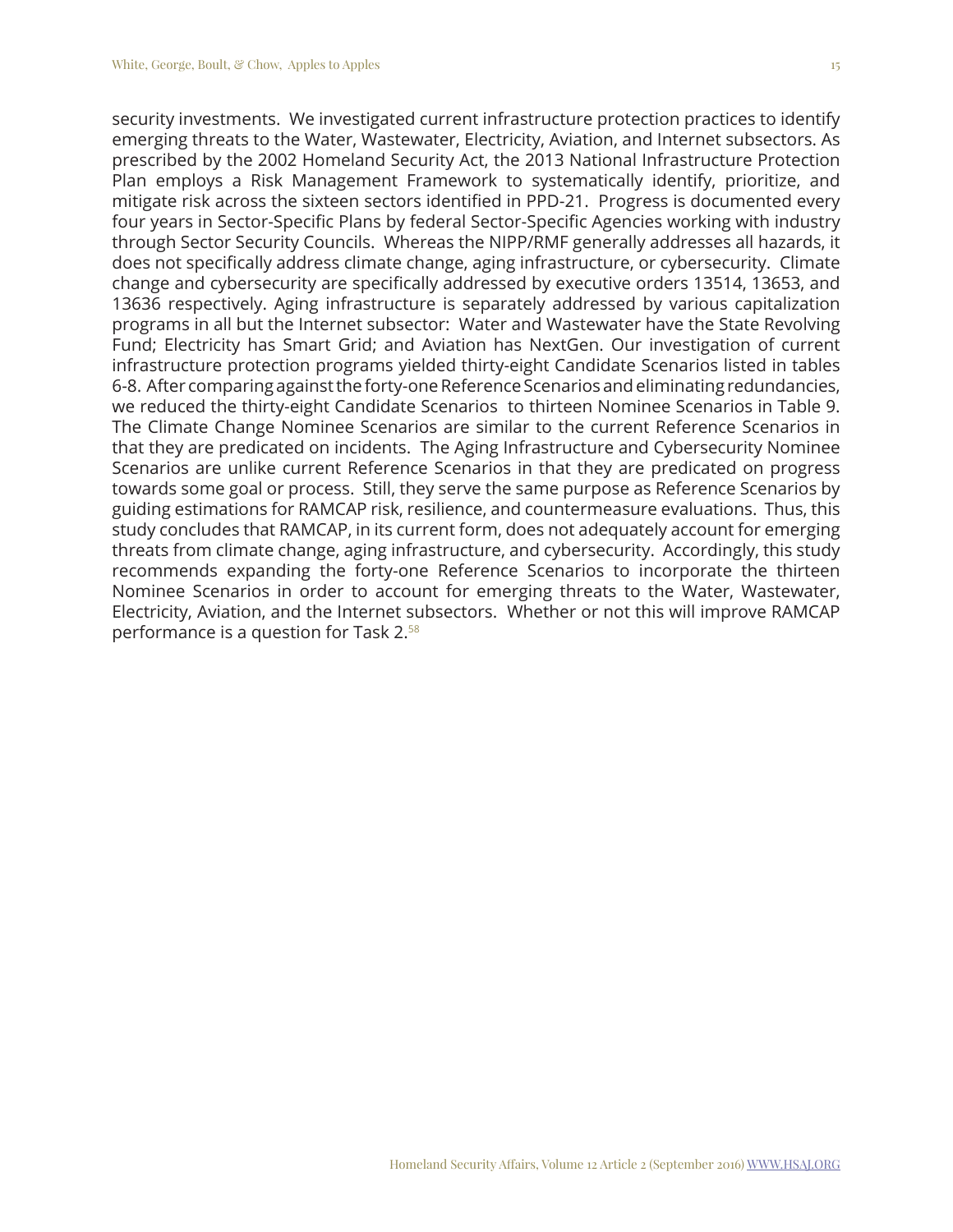security investments. We investigated current infrastructure protection practices to identify emerging threats to the Water, Wastewater, Electricity, Aviation, and Internet subsectors. As prescribed by the 2002 Homeland Security Act, the 2013 National Infrastructure Protection Plan employs a Risk Management Framework to systematically identify, prioritize, and mitigate risk across the sixteen sectors identified in PPD-21. Progress is documented every four years in Sector-Specific Plans by federal Sector-Specific Agencies working with industry through Sector Security Councils. Whereas the NIPP/RMF generally addresses all hazards, it does not specifically address climate change, aging infrastructure, or cybersecurity. Climate change and cybersecurity are specifically addressed by executive orders 13514, 13653, and 13636 respectively. Aging infrastructure is separately addressed by various capitalization programs in all but the Internet subsector: Water and Wastewater have the State Revolving Fund; Electricity has Smart Grid; and Aviation has NextGen. Our investigation of current infrastructure protection programs yielded thirty-eight Candidate Scenarios listed in tables 6-8. After comparing against the forty-one Reference Scenarios and eliminating redundancies, we reduced the thirty-eight Candidate Scenarios to thirteen Nominee Scenarios in Table 9. The Climate Change Nominee Scenarios are similar to the current Reference Scenarios in that they are predicated on incidents. The Aging Infrastructure and Cybersecurity Nominee Scenarios are unlike current Reference Scenarios in that they are predicated on progress towards some goal or process. Still, they serve the same purpose as Reference Scenarios by guiding estimations for RAMCAP risk, resilience, and countermeasure evaluations. Thus, this study concludes that RAMCAP, in its current form, does not adequately account for emerging threats from climate change, aging infrastructure, and cybersecurity. Accordingly, this study recommends expanding the forty-one Reference Scenarios to incorporate the thirteen Nominee Scenarios in order to account for emerging threats to the Water, Wastewater, Electricity, Aviation, and the Internet subsectors. Whether or not this will improve RAMCAP performance is a question for Task 2.[58]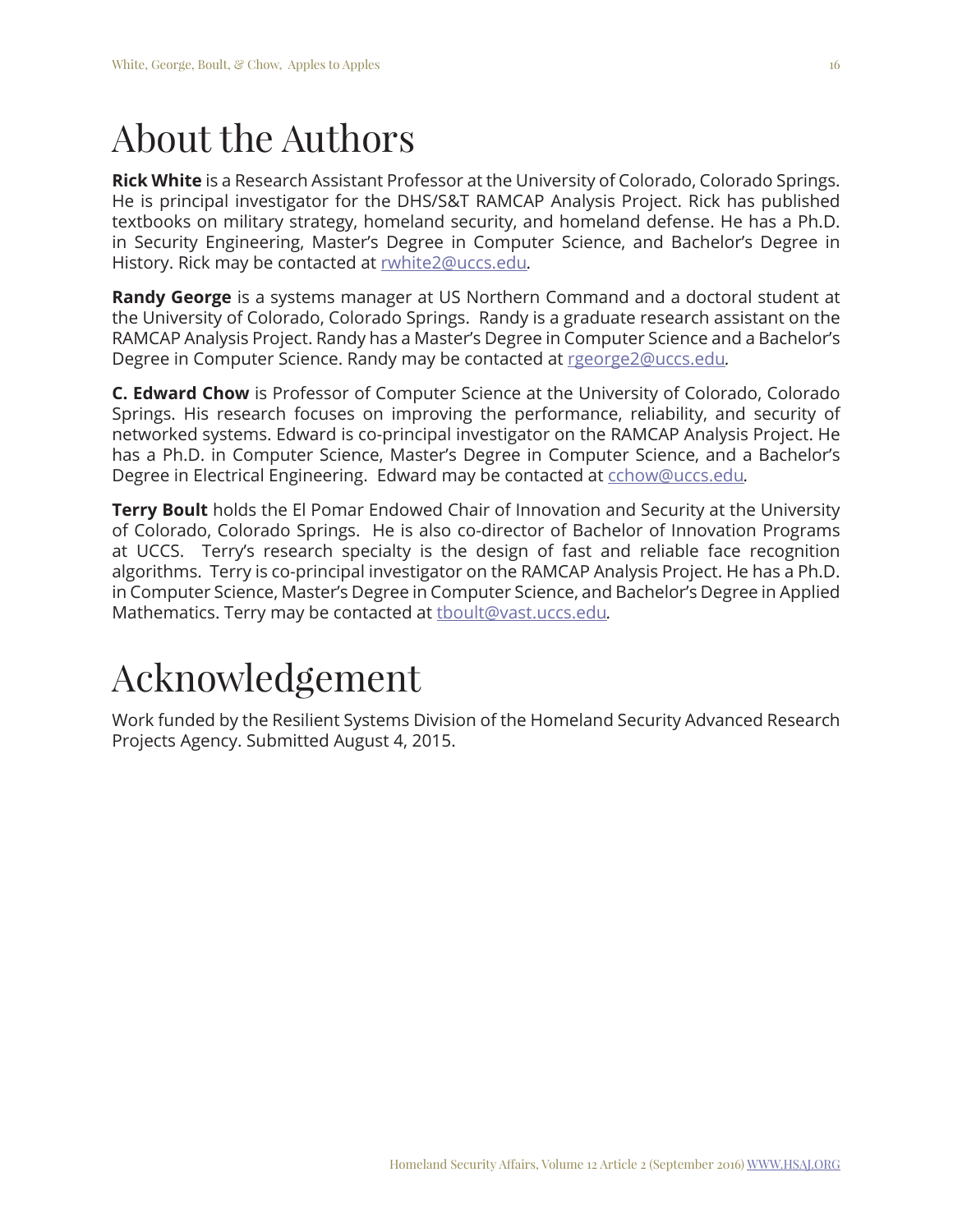# About the Authors

**Rick White** is a Research Assistant Professor at the University of Colorado, Colorado Springs. He is principal investigator for the DHS/S&T RAMCAP Analysis Project. Rick has published textbooks on military strategy, homeland security, and homeland defense. He has a Ph.D. in Security Engineering, Master's Degree in Computer Science, and Bachelor's Degree in History. Rick may be contacted at rwhite2@uccs.edu.

**Randy George** is a systems manager at US Northern Command and a doctoral student at the University of Colorado, Colorado Springs. Randy is a graduate research assistant on the RAMCAP Analysis Project. Randy has a Master's Degree in Computer Science and a Bachelor's Degree in Computer Science. Randy may be contacted at rgeorge2@uccs.edu.

**C. Edward Chow** is Professor of Computer Science at the University of Colorado, Colorado Springs. His research focuses on improving the performance, reliability, and security of networked systems. Edward is co-principal investigator on the RAMCAP Analysis Project. He has a Ph.D. in Computer Science, Master's Degree in Computer Science, and a Bachelor's Degree in Electrical Engineering. Edward may be contacted at cchow@uccs.edu.

**Terry Boult** holds the El Pomar Endowed Chair of Innovation and Security at the University of Colorado, Colorado Springs. He is also co-director of Bachelor of Innovation Programs at UCCS. Terry's research specialty is the design of fast and reliable face recognition algorithms. Terry is co-principal investigator on the RAMCAP Analysis Project. He has a Ph.D. in Computer Science, Master's Degree in Computer Science, and Bachelor's Degree in Applied Mathematics. Terry may be contacted at tboult@vast.uccs.edu.

# Acknowledgement

Work funded by the Resilient Systems Division of the Homeland Security Advanced Research Projects Agency. Submitted August 4, 2015.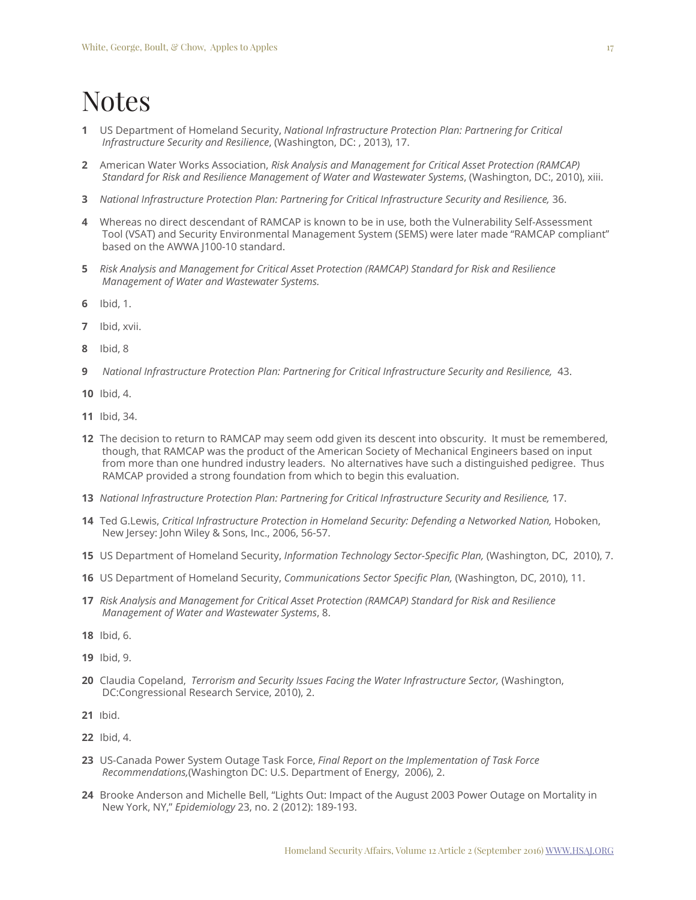# Notes

1. US Department of Homeland Security, *National Infrastructure Protection Plan: Partnering for Critical Infrastructure Security and Resilience*, (Washington, DC: , 2013), 17.

2. American Water Works Association, *Risk Analysis and Management for Critical Asset Protection (RAMCAP) Standard for Risk and Resilience Management of Water and Wastewater Systems*, (Washington, DC:, 2010), xiii.

3. *National Infrastructure Protection Plan: Partnering for Critical Infrastructure Security and Resilience,* 36.

4. Whereas no direct descendant of RAMCAP is known to be in use, both the Vulnerability Self-Assessment Tool (VSAT) and Security Environmental Management System (SEMS) were later made "RAMCAP compliant" based on the AWWA J100-10 standard.

5. *Risk Analysis and Management for Critical Asset Protection (RAMCAP) Standard for Risk and Resilience Management of Water and Wastewater Systems.*

6. Ibid, 1.

7. Ibid, xvii.

8. Ibid, 8

9. *National Infrastructure Protection Plan: Partnering for Critical Infrastructure Security and Resilience,* 43.

10. Ibid, 4.

11. Ibid, 34.

12. The decision to return to RAMCAP may seem odd given its descent into obscurity. It must be remembered, though, that RAMCAP was the product of the American Society of Mechanical Engineers based on input from more than one hundred industry leaders. No alternatives have such a distinguished pedigree. Thus RAMCAP provided a strong foundation from which to begin this evaluation.

13. *National Infrastructure Protection Plan: Partnering for Critical Infrastructure Security and Resilience,* 17.

14. Ted G.Lewis, *Critical Infrastructure Protection in Homeland Security: Defending a Networked Nation,* Hoboken, New Jersey: John Wiley & Sons, Inc., 2006, 56-57.

15. US Department of Homeland Security, *Information Technology Sector-Specific Plan,* (Washington, DC, 2010), 7.

16. US Department of Homeland Security, *Communications Sector Specific Plan,* (Washington, DC, 2010), 11.

17. *Risk Analysis and Management for Critical Asset Protection (RAMCAP) Standard for Risk and Resilience Management of Water and Wastewater Systems*, 8.

18. Ibid, 6.

19. Ibid, 9.

20. Claudia Copeland, *Terrorism and Security Issues Facing the Water Infrastructure Sector,* (Washington, DC:Congressional Research Service, 2010), 2.

21. Ibid.

22. Ibid, 4.

23. US-Canada Power System Outage Task Force, *Final Report on the Implementation of Task Force Recommendations,*(Washington DC: U.S. Department of Energy, 2006), 2.

24. Brooke Anderson and Michelle Bell, "Lights Out: Impact of the August 2003 Power Outage on Mortality in New York, NY," *Epidemiology* 23, no. 2 (2012): 189-193.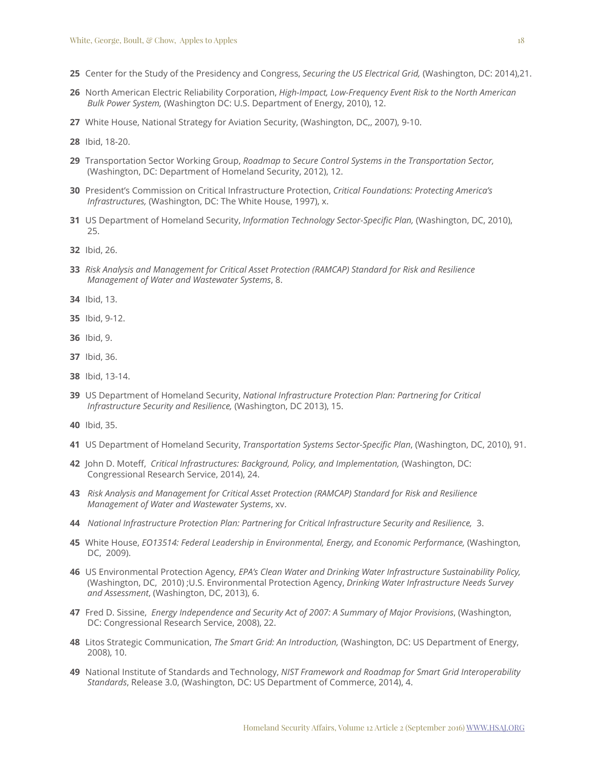**25** Center for the Study of the Presidency and Congress, *Securing the US Electrical Grid,* (Washington, DC: 2014),21.

**26** North American Electric Reliability Corporation, *High-Impact, Low-Frequency Event Risk to the North American Bulk Power System,* (Washington DC: U.S. Department of Energy, 2010), 12.

**27** White House, National Strategy for Aviation Security, (Washington, DC,, 2007), 9-10.

**28** Ibid, 18-20.

**29** Transportation Sector Working Group, *Roadmap to Secure Control Systems in the Transportation Sector,* (Washington, DC: Department of Homeland Security, 2012), 12.

**30** President's Commission on Critical Infrastructure Protection, *Critical Foundations: Protecting America's Infrastructures,* (Washington, DC: The White House, 1997), x.

**31** US Department of Homeland Security, *Information Technology Sector-Specific Plan,* (Washington, DC, 2010), 25.

**32** Ibid, 26.

**33** *Risk Analysis and Management for Critical Asset Protection (RAMCAP) Standard for Risk and Resilience Management of Water and Wastewater Systems*, 8.

**34** Ibid, 13.

**35** Ibid, 9-12.

**36** Ibid, 9.

**37** Ibid, 36.

**38** Ibid, 13-14.

**39** US Department of Homeland Security, *National Infrastructure Protection Plan: Partnering for Critical Infrastructure Security and Resilience,* (Washington, DC 2013), 15.

**40** Ibid, 35.

**41** US Department of Homeland Security, *Transportation Systems Sector-Specific Plan*, (Washington, DC, 2010), 91.

**42** John D. Moteff, *Critical Infrastructures: Background, Policy, and Implementation,* (Washington, DC: Congressional Research Service, 2014), 24.

**43** *Risk Analysis and Management for Critical Asset Protection (RAMCAP) Standard for Risk and Resilience Management of Water and Wastewater Systems*, xv.

**44** *National Infrastructure Protection Plan: Partnering for Critical Infrastructure Security and Resilience,* 3.

**45** White House, *EO13514: Federal Leadership in Environmental, Energy, and Economic Performance,* (Washington, DC, 2009).

**46** US Environmental Protection Agency, *EPA's Clean Water and Drinking Water Infrastructure Sustainability Policy,* (Washington, DC, 2010) ;U.S. Environmental Protection Agency, *Drinking Water Infrastructure Needs Survey and Assessment*, (Washington, DC, 2013), 6.

**47** Fred D. Sissine, *Energy Independence and Security Act of 2007: A Summary of Major Provisions*, (Washington, DC: Congressional Research Service, 2008), 22.

**48** Litos Strategic Communication, *The Smart Grid: An Introduction,* (Washington, DC: US Department of Energy, 2008), 10.

**49** National Institute of Standards and Technology, *NIST Framework and Roadmap for Smart Grid Interoperability Standards*, Release 3.0, (Washington, DC: US Department of Commerce, 2014), 4.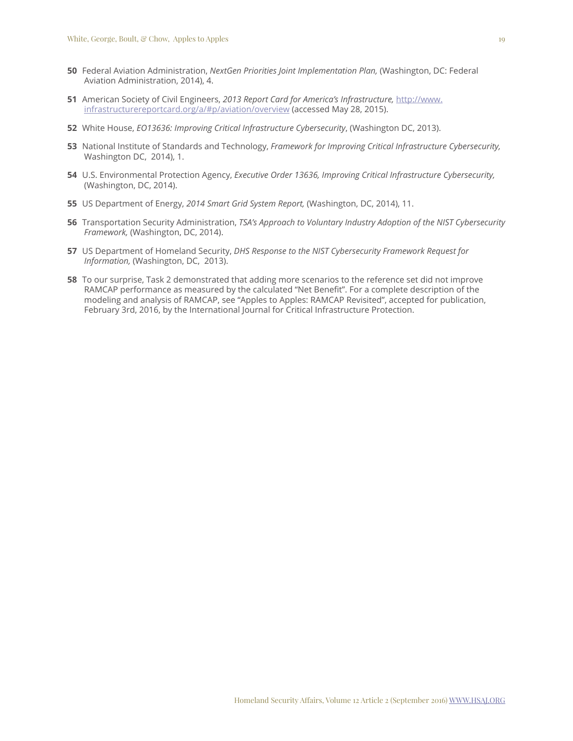**50** Federal Aviation Administration, *NextGen Priorities Joint Implementation Plan,* (Washington, DC: Federal Aviation Administration, 2014), 4.

**51** American Society of Civil Engineers, *2013 Report Card for America's Infrastructure,* http://www.infrastructurereportcard.org/a/#p/aviation/overview (accessed May 28, 2015).

**52** White House, *EO13636: Improving Critical Infrastructure Cybersecurity*, (Washington DC, 2013).

**53** National Institute of Standards and Technology, *Framework for Improving Critical Infrastructure Cybersecurity,* Washington DC, 2014), 1.

**54** U.S. Environmental Protection Agency, *Executive Order 13636, Improving Critical Infrastructure Cybersecurity,* (Washington, DC, 2014).

**55** US Department of Energy, *2014 Smart Grid System Report,* (Washington, DC, 2014), 11.

**56** Transportation Security Administration, *TSA's Approach to Voluntary Industry Adoption of the NIST Cybersecurity Framework,* (Washington, DC, 2014).

**57** US Department of Homeland Security, *DHS Response to the NIST Cybersecurity Framework Request for Information,* (Washington, DC, 2013).

**58** To our surprise, Task 2 demonstrated that adding more scenarios to the reference set did not improve RAMCAP performance as measured by the calculated "Net Benefit". For a complete description of the modeling and analysis of RAMCAP, see "Apples to Apples: RAMCAP Revisited", accepted for publication, February 3rd, 2016, by the International Journal for Critical Infrastructure Protection.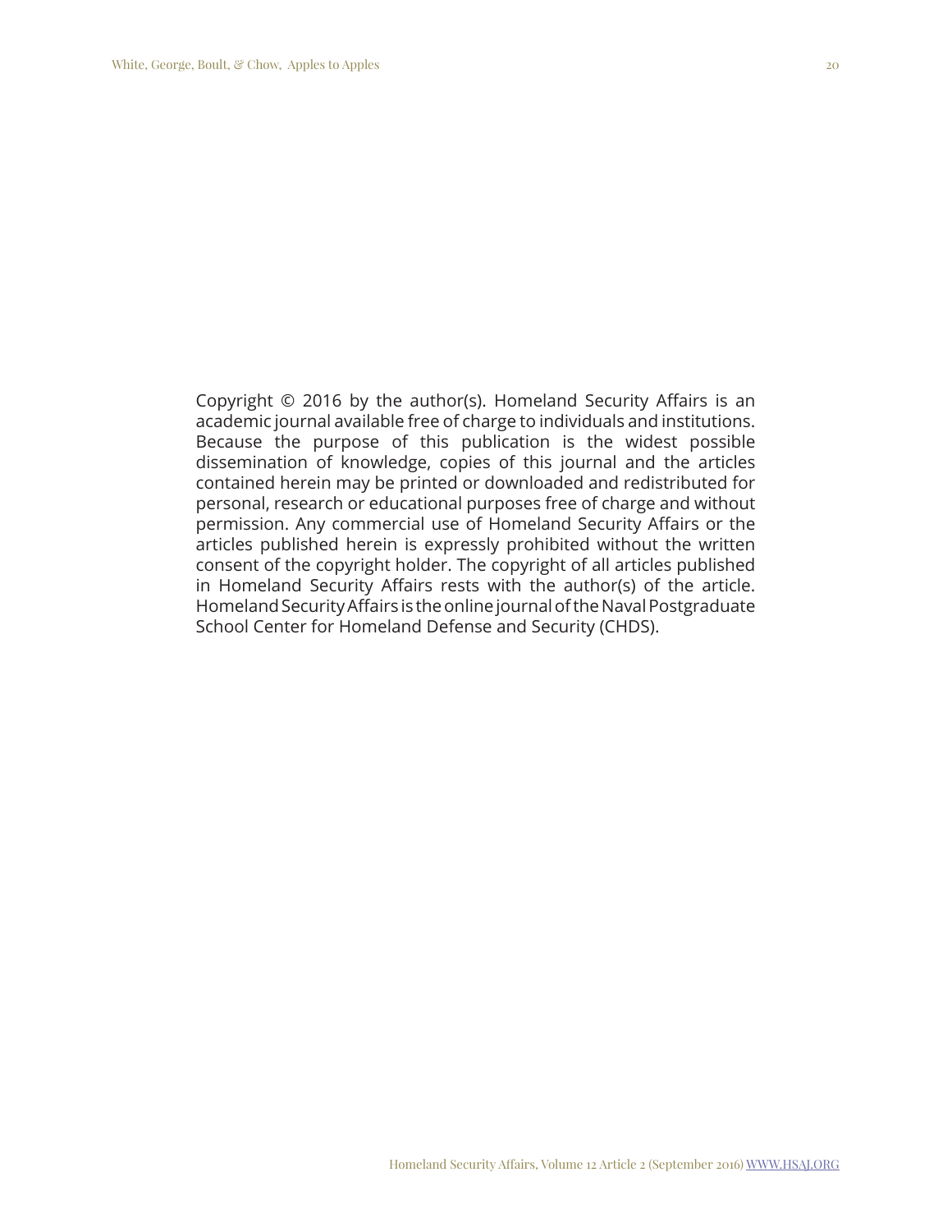Copyright © 2016 by the author(s). Homeland Security Affairs is an academic journal available free of charge to individuals and institutions. Because the purpose of this publication is the widest possible dissemination of knowledge, copies of this journal and the articles contained herein may be printed or downloaded and redistributed for personal, research or educational purposes free of charge and without permission. Any commercial use of Homeland Security Affairs or the articles published herein is expressly prohibited without the written consent of the copyright holder. The copyright of all articles published in Homeland Security Affairs rests with the author(s) of the article. Homeland Security Affairs is the online journal of the Naval Postgraduate School Center for Homeland Defense and Security (CHDS).